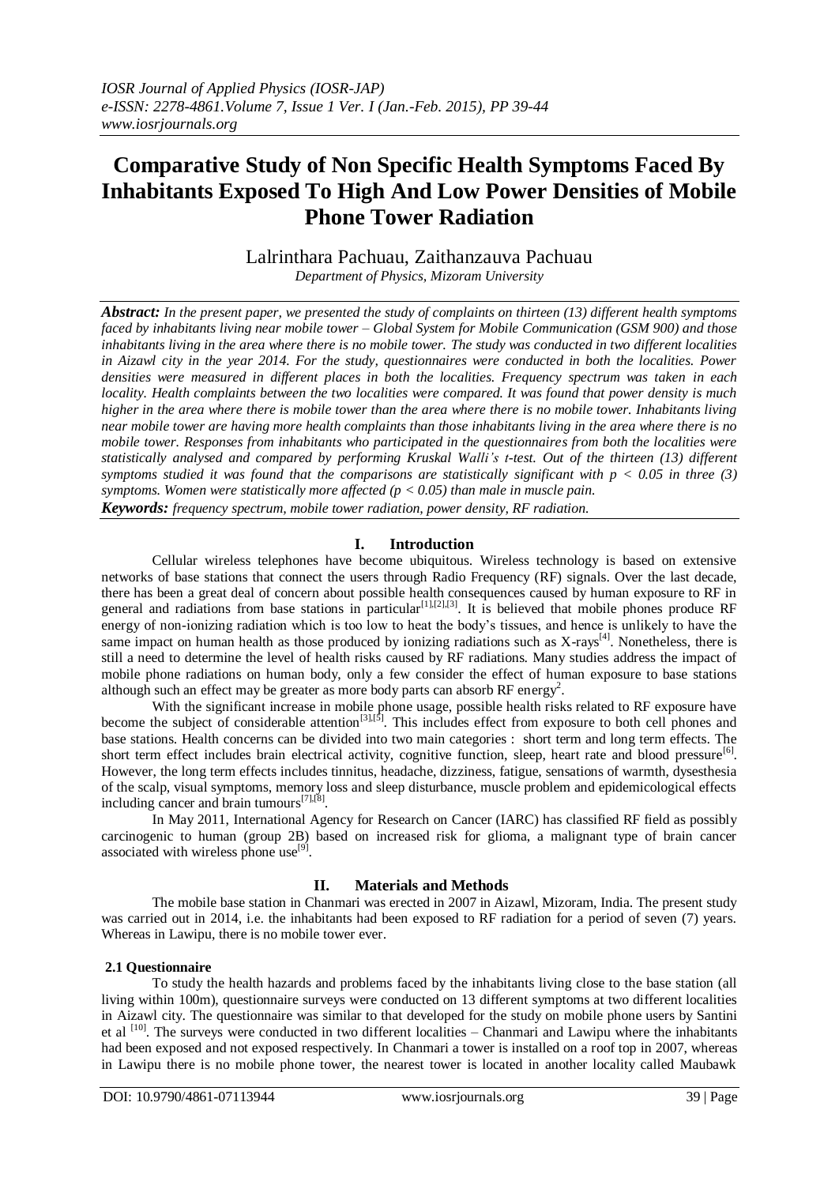# Comparative Study of Non Specific Health Symptoms Faced By Inhabitants Exposed To High And Low Power Densities of Mobile Phone Tower Radiation

Lalrinthara Pachuau, Zaithanzauva Pachuau

*Department of Physics, Mizoram University*

***Abstract:*** *In the present paper, we presented the study of complaints on thirteen (13) different health symptoms faced by inhabitants living near mobile tower – Global System for Mobile Communication (GSM 900) and those inhabitants living in the area where there is no mobile tower. The study was conducted in two different localities in Aizawl city in the year 2014. For the study, questionnaires were conducted in both the localities. Power densities were measured in different places in both the localities. Frequency spectrum was taken in each locality. Health complaints between the two localities were compared. It was found that power density is much higher in the area where there is mobile tower than the area where there is no mobile tower. Inhabitants living near mobile tower are having more health complaints than those inhabitants living in the area where there is no mobile tower. Responses from inhabitants who participated in the questionnaires from both the localities were statistically analysed and compared by performing Kruskal Walli's t-test. Out of the thirteen (13) different symptoms studied it was found that the comparisons are statistically significant with $p < 0.05$ in three (3) symptoms. Women were statistically more affected ($p < 0.05$) than male in muscle pain.*

***Keywords:*** *frequency spectrum, mobile tower radiation, power density, RF radiation.*

## I. Introduction

Cellular wireless telephones have become ubiquitous. Wireless technology is based on extensive networks of base stations that connect the users through Radio Frequency (RF) signals. Over the last decade, there has been a great deal of concern about possible health consequences caused by human exposure to RF in general and radiations from base stations in particular[1],[2],[3]. It is believed that mobile phones produce RF energy of non-ionizing radiation which is too low to heat the body's tissues, and hence is unlikely to have the same impact on human health as those produced by ionizing radiations such as X-rays[4]. Nonetheless, there is still a need to determine the level of health risks caused by RF radiations. Many studies address the impact of mobile phone radiations on human body, only a few consider the effect of human exposure to base stations although such an effect may be greater as more body parts can absorb RF energy[2].

With the significant increase in mobile phone usage, possible health risks related to RF exposure have become the subject of considerable attention[3],[5]. This includes effect from exposure to both cell phones and base stations. Health concerns can be divided into two main categories : short term and long term effects. The short term effect includes brain electrical activity, cognitive function, sleep, heart rate and blood pressure[6]. However, the long term effects includes tinnitus, headache, dizziness, fatigue, sensations of warmth, dysesthesia of the scalp, visual symptoms, memory loss and sleep disturbance, muscle problem and epidemicological effects including cancer and brain tumours[7],[8].

In May 2011, International Agency for Research on Cancer (IARC) has classified RF field as possibly carcinogenic to human (group 2B) based on increased risk for glioma, a malignant type of brain cancer associated with wireless phone use[9].

## II. Materials and Methods

The mobile base station in Chanmari was erected in 2007 in Aizawl, Mizoram, India. The present study was carried out in 2014, i.e. the inhabitants had been exposed to RF radiation for a period of seven (7) years. Whereas in Lawipu, there is no mobile tower ever.

### 2.1 Questionnaire

To study the health hazards and problems faced by the inhabitants living close to the base station (all living within 100m), questionnaire surveys were conducted on 13 different symptoms at two different localities in Aizawl city. The questionnaire was similar to that developed for the study on mobile phone users by Santini et al [10]. The surveys were conducted in two different localities – Chanmari and Lawipu where the inhabitants had been exposed and not exposed respectively. In Chanmari a tower is installed on a roof top in 2007, whereas in Lawipu there is no mobile phone tower, the nearest tower is located in another locality called Maubawk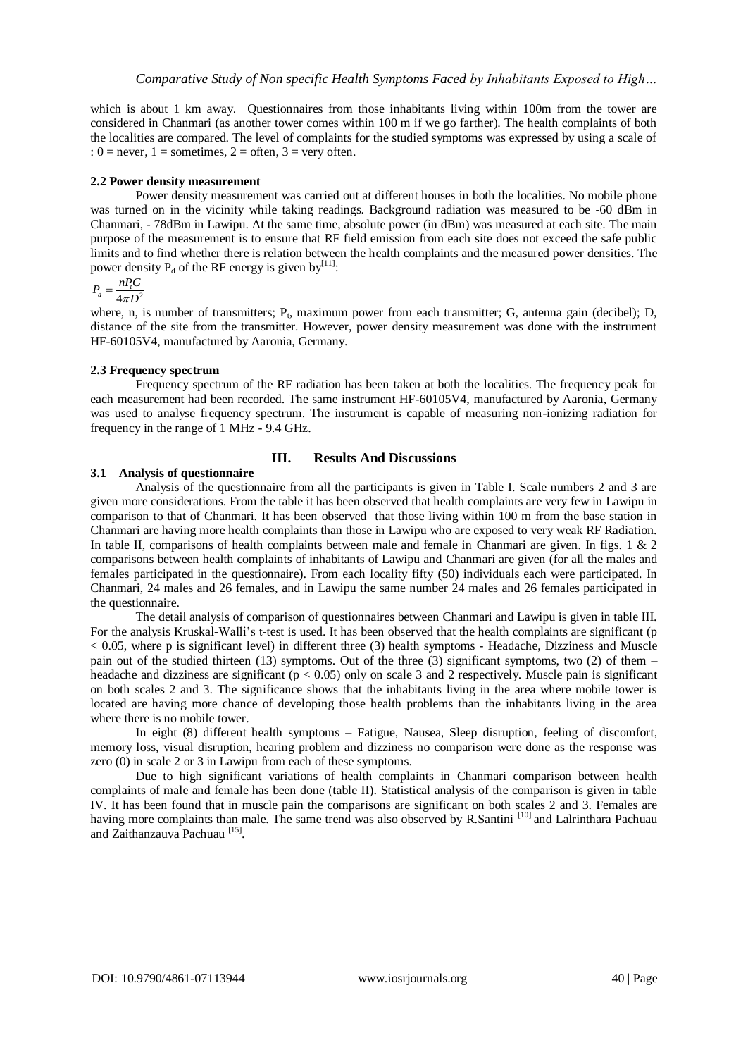which is about 1 km away. Questionnaires from those inhabitants living within 100m from the tower are considered in Chanmari (as another tower comes within 100 m if we go farther). The health complaints of both the localities are compared. The level of complaints for the studied symptoms was expressed by using a scale of : 0 = never, 1 = sometimes, 2 = often, 3 = very often.

### 2.2 Power density measurement

Power density measurement was carried out at different houses in both the localities. No mobile phone was turned on in the vicinity while taking readings. Background radiation was measured to be -60 dBm in Chanmari, - 78dBm in Lawipu. At the same time, absolute power (in dBm) was measured at each site. The main purpose of the measurement is to ensure that RF field emission from each site does not exceed the safe public limits and to find whether there is relation between the health complaints and the measured power densities. The power density $P_d$ of the RF energy is given by[11]:

$$P_d = \frac{nP_tG}{4\pi D^2}$$

where, n, is number of transmitters; $P_t$, maximum power from each transmitter; G, antenna gain (decibel); D, distance of the site from the transmitter. However, power density measurement was done with the instrument HF-60105V4, manufactured by Aaronia, Germany.

### 2.3 Frequency spectrum

Frequency spectrum of the RF radiation has been taken at both the localities. The frequency peak for each measurement had been recorded. The same instrument HF-60105V4, manufactured by Aaronia, Germany was used to analyse frequency spectrum. The instrument is capable of measuring non-ionizing radiation for frequency in the range of 1 MHz - 9.4 GHz.

## III. Results And Discussions

### 3.1 Analysis of questionnaire

Analysis of the questionnaire from all the participants is given in Table I. Scale numbers 2 and 3 are given more considerations. From the table it has been observed that health complaints are very few in Lawipu in comparison to that of Chanmari. It has been observed that those living within 100 m from the base station in Chanmari are having more health complaints than those in Lawipu who are exposed to very weak RF Radiation. In table II, comparisons of health complaints between male and female in Chanmari are given. In figs. 1 & 2 comparisons between health complaints of inhabitants of Lawipu and Chanmari are given (for all the males and females participated in the questionnaire). From each locality fifty (50) individuals each were participated. In Chanmari, 24 males and 26 females, and in Lawipu the same number 24 males and 26 females participated in the questionnaire.

The detail analysis of comparison of questionnaires between Chanmari and Lawipu is given in table III. For the analysis Kruskal-Walli's t-test is used. It has been observed that the health complaints are significant ($p < 0.05$, where p is significant level) in different three (3) health symptoms - Headache, Dizziness and Muscle pain out of the studied thirteen (13) symptoms. Out of the three (3) significant symptoms, two (2) of them – headache and dizziness are significant ($p < 0.05$) only on scale 3 and 2 respectively. Muscle pain is significant on both scales 2 and 3. The significance shows that the inhabitants living in the area where mobile tower is located are having more chance of developing those health problems than the inhabitants living in the area where there is no mobile tower.

In eight (8) different health symptoms – Fatigue, Nausea, Sleep disruption, feeling of discomfort, memory loss, visual disruption, hearing problem and dizziness no comparison were done as the response was zero (0) in scale 2 or 3 in Lawipu from each of these symptoms.

Due to high significant variations of health complaints in Chanmari comparison between health complaints of male and female has been done (table II). Statistical analysis of the comparison is given in table IV. It has been found that in muscle pain the comparisons are significant on both scales 2 and 3. Females are having more complaints than male. The same trend was also observed by R.Santini [10] and Lalrinthara Pachuau and Zaithanzauva Pachuau [15].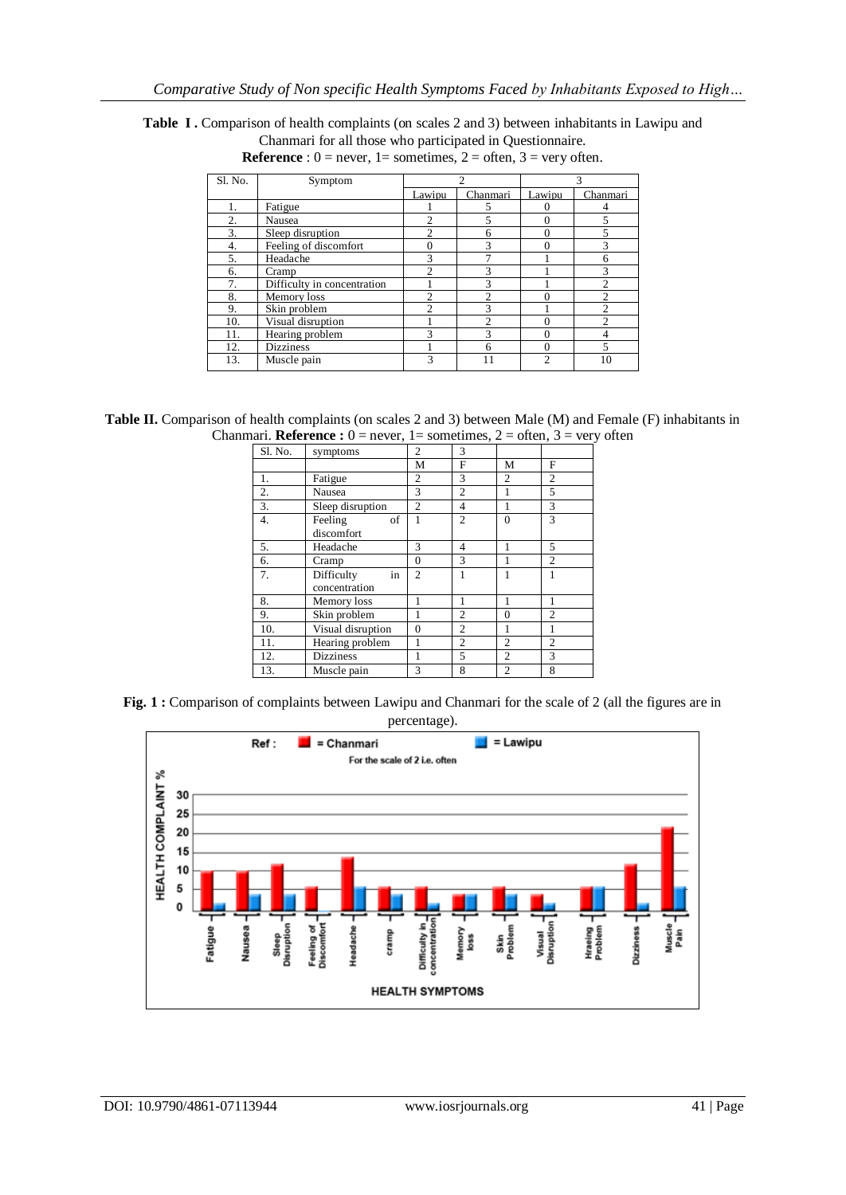**Table I .** Comparison of health complaints (on scales 2 and 3) between inhabitants in Lawipu and Chanmari for all those who participated in Questionnaire.
**Reference** : 0 = never, 1= sometimes, 2 = often, 3 = very often.

| Sl. No. | Symptom | 2 | | 3 | |
|---|---|---|---|---|---|
| | | Lawipu | Chanmari | Lawipu | Chanmari |
| 1. | Fatigue | 1 | 5 | 0 | 4 |
| 2. | Nausea | 2 | 5 | 0 | 5 |
| 3. | Sleep disruption | 2 | 6 | 0 | 5 |
| 4. | Feeling of discomfort | 0 | 3 | 0 | 3 |
| 5. | Headache | 3 | 7 | 1 | 6 |
| 6. | Cramp | 2 | 3 | 1 | 3 |
| 7. | Difficulty in concentration | 1 | 3 | 1 | 2 |
| 8. | Memory loss | 2 | 2 | 0 | 2 |
| 9. | Skin problem | 2 | 3 | 1 | 2 |
| 10. | Visual disruption | 1 | 2 | 0 | 2 |
| 11. | Hearing problem | 3 | 3 | 0 | 4 |
| 12. | Dizziness | 1 | 6 | 0 | 5 |
| 13. | Muscle pain | 3 | 11 | 2 | 10 |

**Table II.** Comparison of health complaints (on scales 2 and 3) between Male (M) and Female (F) inhabitants in Chanmari. **Reference :** 0 = never, 1= sometimes, 2 = often, 3 = very often

| Sl. No. | symptoms | 2 | 3 | | |
|---|---|---|---|---|---|
| | | M | F | M | F |
| 1. | Fatigue | 2 | 3 | 2 | 2 |
| 2. | Nausea | 3 | 2 | 1 | 5 |
| 3. | Sleep disruption | 2 | 4 | 1 | 3 |
| 4. | Feeling of discomfort | 1 | 2 | 0 | 3 |
| 5. | Headache | 3 | 4 | 1 | 5 |
| 6. | Cramp | 0 | 3 | 1 | 2 |
| 7. | Difficulty in concentration | 2 | 1 | 1 | 1 |
| 8. | Memory loss | 1 | 1 | 1 | 1 |
| 9. | Skin problem | 1 | 2 | 0 | 2 |
| 10. | Visual disruption | 0 | 2 | 1 | 1 |
| 11. | Hearing problem | 1 | 2 | 2 | 2 |
| 12. | Dizziness | 1 | 5 | 2 | 3 |
| 13. | Muscle pain | 3 | 8 | 2 | 8 |

**Fig. 1 :** Comparison of complaints between Lawipu and Chanmari for the scale of 2 (all the figures are in percentage).

Ref : = Chanmari = Lawipu

For the scale of 2 i.e. often

HEALTH COMPLAINT %

0
5
10
15
20
25
30

Fatigue
Nausea
Sleep Disruption
Feeling of Discomfort
Headache
cramp
Difficulty in concentration
Memory loss
Skin Problem
Visual Disruption
Hraeing Problem
Dizziness
Muscle Pain

HEALTH SYMPTOMS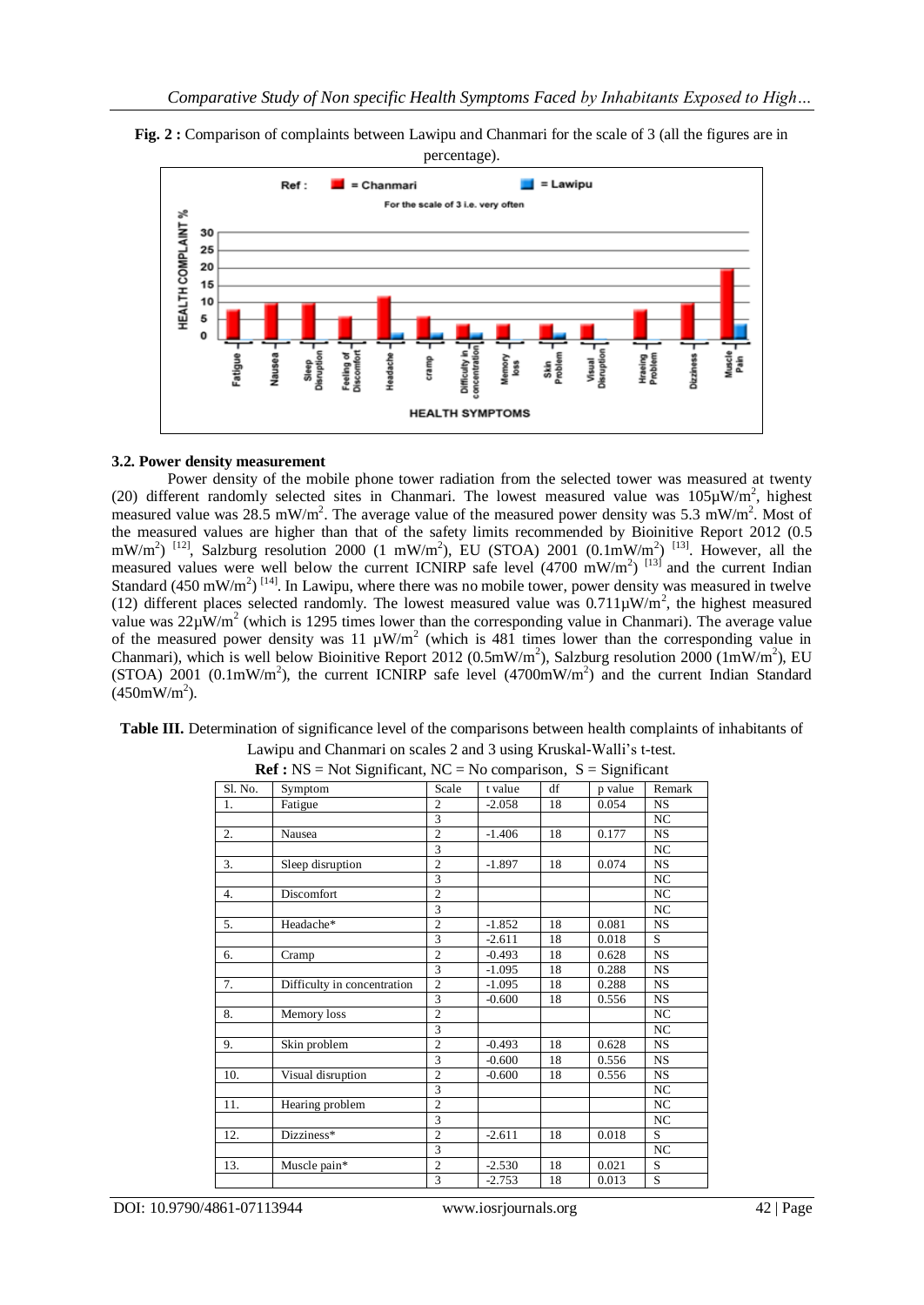**Fig. 2 :** Comparison of complaints between Lawipu and Chanmari for the scale of 3 (all the figures are in percentage).

Ref : = Chanmari = Lawipu

For the scale of 3 i.e. very often

HEALTH COMPLAINT %

30
25
20
15
10
5
0

Fatigue
Nausea
Sleep Disruption
Feeling of Discomfort
Headache
cramp
Difficulty in concentration
Memory loss
Skin Problem
Visual Disruption
Hraeing Problem
Dizziness
Muscle Pain

HEALTH SYMPTOMS

### 3.2. Power density measurement

Power density of the mobile phone tower radiation from the selected tower was measured at twenty (20) different randomly selected sites in Chanmari. The lowest measured value was $105\mu W/m^2$, highest measured value was $28.5\ mW/m^2$. The average value of the measured power density was $5.3\ mW/m^2$. Most of the measured values are higher than that of the safety limits recommended by Bioinitive Report 2012 ($0.5\ mW/m^2$) [12], Salzburg resolution 2000 ($1\ mW/m^2$), EU (STOA) 2001 ($0.1mW/m^2$) [13]. However, all the measured values were well below the current ICNIRP safe level ($4700\ mW/m^2$) [13] and the current Indian Standard ($450\ mW/m^2$) [14]. In Lawipu, where there was no mobile tower, power density was measured in twelve (12) different places selected randomly. The lowest measured value was $0.711\mu W/m^2$, the highest measured value was $22\mu W/m^2$ (which is 1295 times lower than the corresponding value in Chanmari). The average value of the measured power density was $11\ \mu W/m^2$ (which is 481 times lower than the corresponding value in Chanmari), which is well below Bioinitive Report 2012 ($0.5mW/m^2$), Salzburg resolution 2000 ($1mW/m^2$), EU (STOA) 2001 ($0.1mW/m^2$), the current ICNIRP safe level ($4700mW/m^2$) and the current Indian Standard ($450mW/m^2$).

**Table III.** Determination of significance level of the comparisons between health complaints of inhabitants of Lawipu and Chanmari on scales 2 and 3 using Kruskal-Walli's t-test.

**Ref :** NS = Not Significant, NC = No comparison, S = Significant

| Sl. No. | Symptom | Scale | t value | df | p value | Remark |
|---|---|---|---|---|---|---|
| 1. | Fatigue | 2 | -2.058 | 18 | 0.054 | NS |
| | | 3 | | | | NC |
| 2. | Nausea | 2 | -1.406 | 18 | 0.177 | NS |
| | | 3 | | | | NC |
| 3. | Sleep disruption | 2 | -1.897 | 18 | 0.074 | NS |
| | | 3 | | | | NC |
| 4. | Discomfort | 2 | | | | NC |
| | | 3 | | | | NC |
| 5. | Headache* | 2 | -1.852 | 18 | 0.081 | NS |
| | | 3 | -2.611 | 18 | 0.018 | S |
| 6. | Cramp | 2 | -0.493 | 18 | 0.628 | NS |
| | | 3 | -1.095 | 18 | 0.288 | NS |
| 7. | Difficulty in concentration | 2 | -1.095 | 18 | 0.288 | NS |
| | | 3 | -0.600 | 18 | 0.556 | NS |
| 8. | Memory loss | 2 | | | | NC |
| | | 3 | | | | NC |
| 9. | Skin problem | 2 | -0.493 | 18 | 0.628 | NS |
| | | 3 | -0.600 | 18 | 0.556 | NS |
| 10. | Visual disruption | 2 | -0.600 | 18 | 0.556 | NS |
| | | 3 | | | | NC |
| 11. | Hearing problem | 2 | | | | NC |
| | | 3 | | | | NC |
| 12. | Dizziness* | 2 | -2.611 | 18 | 0.018 | S |
| | | 3 | | | | NC |
| 13. | Muscle pain* | 2 | -2.530 | 18 | 0.021 | S |
| | | 3 | -2.753 | 18 | 0.013 | S |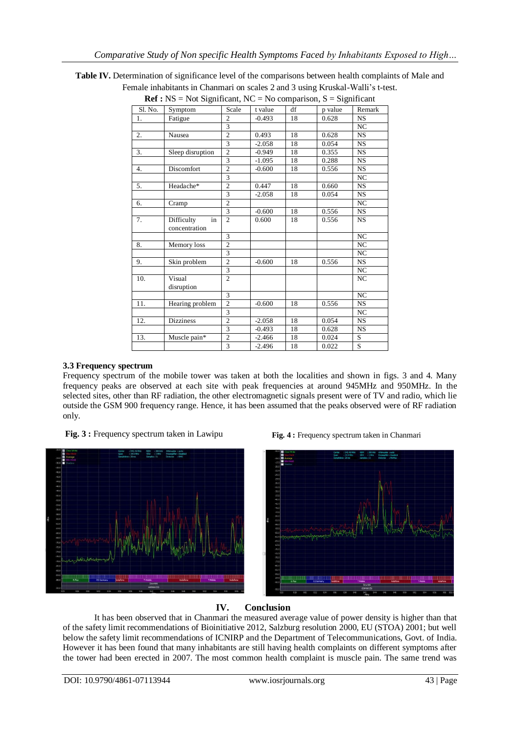**Table IV.** Determination of significance level of the comparisons between health complaints of Male and Female inhabitants in Chanmari on scales 2 and 3 using Kruskal-Walli's t-test.

**Ref :** NS = Not Significant, NC = No comparison, S = Significant

| Sl. No. | Symptom | Scale | t value | df | p value | Remark |
|---|---|---|---|---|---|---|
| 1. | Fatigue | 2 | -0.493 | 18 | 0.628 | NS |
| | | 3 | | | | NC |
| 2. | Nausea | 2 | 0.493 | 18 | 0.628 | NS |
| | | 3 | -2.058 | 18 | 0.054 | NS |
| 3. | Sleep disruption | 2 | -0.949 | 18 | 0.355 | NS |
| | | 3 | -1.095 | 18 | 0.288 | NS |
| 4. | Discomfort | 2 | -0.600 | 18 | 0.556 | NS |
| | | 3 | | | | NC |
| 5. | Headache* | 2 | 0.447 | 18 | 0.660 | NS |
| | | 3 | -2.058 | 18 | 0.054 | NS |
| 6. | Cramp | 2 | | | | NC |
| | | 3 | -0.600 | 18 | 0.556 | NS |
| 7. | Difficulty in concentration | 2 | 0.600 | 18 | 0.556 | NS |
| | | 3 | | | | NC |
| 8. | Memory loss | 2 | | | | NC |
| | | 3 | | | | NC |
| 9. | Skin problem | 2 | -0.600 | 18 | 0.556 | NS |
| | | 3 | | | | NC |
| 10. | Visual disruption | 2 | | | | NC |
| | | 3 | | | | NC |
| 11. | Hearing problem | 2 | -0.600 | 18 | 0.556 | NS |
| | | 3 | | | | NC |
| 12. | Dizziness | 2 | -2.058 | 18 | 0.054 | NS |
| | | 3 | -0.493 | 18 | 0.628 | NS |
| 13. | Muscle pain* | 2 | -2.466 | 18 | 0.024 | S |
| | | 3 | -2.496 | 18 | 0.022 | S |

### 3.3 Frequency spectrum

Frequency spectrum of the mobile tower was taken at both the localities and shown in figs. 3 and 4. Many frequency peaks are observed at each site with peak frequencies at around 945MHz and 950MHz. In the selected sites, other than RF radiation, the other electromagnetic signals present were of TV and radio, which lie outside the GSM 900 frequency range. Hence, it has been assumed that the peaks observed were of RF radiation only.

**Fig. 3 :** Frequency spectrum taken in Lawipu

**Fig. 4 :** Frequency spectrum taken in Chanmari

## IV. Conclusion

It has been observed that in Chanmari the measured average value of power density is higher than that of the safety limit recommendations of Bioinitiative 2012, Salzburg resolution 2000, EU (STOA) 2001; but well below the safety limit recommendations of ICNIRP and the Department of Telecommunications, Govt. of India. However it has been found that many inhabitants are still having health complaints on different symptoms after the tower had been erected in 2007. The most common health complaint is muscle pain. The same trend was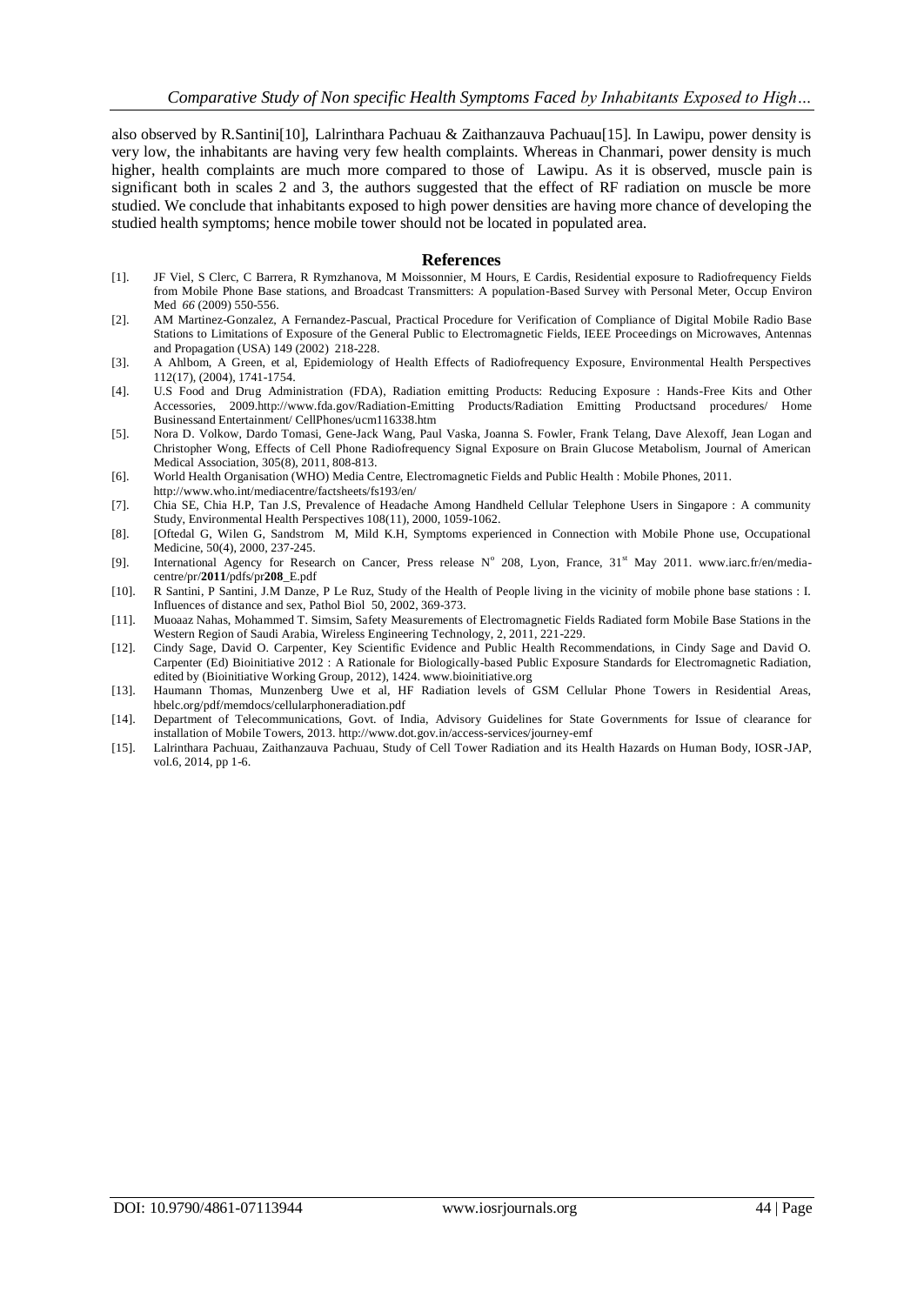also observed by R.Santini[10], Lalrinthara Pachuau & Zaithanzauva Pachuau[15]. In Lawipu, power density is very low, the inhabitants are having very few health complaints. Whereas in Chanmari, power density is much higher, health complaints are much more compared to those of Lawipu. As it is observed, muscle pain is significant both in scales 2 and 3, the authors suggested that the effect of RF radiation on muscle be more studied. We conclude that inhabitants exposed to high power densities are having more chance of developing the studied health symptoms; hence mobile tower should not be located in populated area.

## References

[1]. JF Viel, S Clerc, C Barrera, R Rymzhanova, M Moissonnier, M Hours, E Cardis, Residential exposure to Radiofrequency Fields from Mobile Phone Base stations, and Broadcast Transmitters: A population-Based Survey with Personal Meter, Occup Environ Med *66* (2009) 550-556.

[2]. AM Martinez-Gonzalez, A Fernandez-Pascual, Practical Procedure for Verification of Compliance of Digital Mobile Radio Base Stations to Limitations of Exposure of the General Public to Electromagnetic Fields, IEEE Proceedings on Microwaves, Antennas and Propagation (USA) 149 (2002) 218-228.

[3]. A Ahlbom, A Green, et al, Epidemiology of Health Effects of Radiofrequency Exposure, Environmental Health Perspectives 112(17), (2004), 1741-1754.

[4]. U.S Food and Drug Administration (FDA), Radiation emitting Products: Reducing Exposure : Hands-Free Kits and Other Accessories, 2009.http://www.fda.gov/Radiation-Emitting Products/Radiation Emitting Productsand procedures/ Home Businessand Entertainment/ CellPhones/ucm116338.htm

[5]. Nora D. Volkow, Dardo Tomasi, Gene-Jack Wang, Paul Vaska, Joanna S. Fowler, Frank Telang, Dave Alexoff, Jean Logan and Christopher Wong, Effects of Cell Phone Radiofrequency Signal Exposure on Brain Glucose Metabolism, Journal of American Medical Association, 305(8), 2011, 808-813.

[6]. World Health Organisation (WHO) Media Centre, Electromagnetic Fields and Public Health : Mobile Phones, 2011. http://www.who.int/mediacentre/factsheets/fs193/en/

[7]. Chia SE, Chia H.P, Tan J.S, Prevalence of Headache Among Handheld Cellular Telephone Users in Singapore : A community Study, Environmental Health Perspectives 108(11), 2000, 1059-1062.

[8]. [Oftedal G, Wilen G, Sandstrom M, Mild K.H, Symptoms experienced in Connection with Mobile Phone use, Occupational Medicine, 50(4), 2000, 237-245.

[9]. International Agency for Research on Cancer, Press release N$^{o}$ 208, Lyon, France, 31$^{st}$ May 2011. www.iarc.fr/en/media-centre/pr/**2011**/pdfs/pr**208**_E.pdf

[10]. R Santini, P Santini, J.M Danze, P Le Ruz, Study of the Health of People living in the vicinity of mobile phone base stations : I. Influences of distance and sex, Pathol Biol 50, 2002, 369-373.

[11]. Muoaaz Nahas, Mohammed T. Simsim, Safety Measurements of Electromagnetic Fields Radiated form Mobile Base Stations in the Western Region of Saudi Arabia, Wireless Engineering Technology, 2, 2011, 221-229.

[12]. Cindy Sage, David O. Carpenter, Key Scientific Evidence and Public Health Recommendations, in Cindy Sage and David O. Carpenter (Ed) Bioinitiative 2012 : A Rationale for Biologically-based Public Exposure Standards for Electromagnetic Radiation, edited by (Bioinitiative Working Group, 2012), 1424. www.bioinitiative.org

[13]. Haumann Thomas, Munzenberg Uwe et al, HF Radiation levels of GSM Cellular Phone Towers in Residential Areas, hbelc.org/pdf/memdocs/cellularphoneradiation.pdf

[14]. Department of Telecommunications, Govt. of India, Advisory Guidelines for State Governments for Issue of clearance for installation of Mobile Towers, 2013. http://www.dot.gov.in/access-services/journey-emf

[15]. Lalrinthara Pachuau, Zaithanzauva Pachuau, Study of Cell Tower Radiation and its Health Hazards on Human Body, IOSR-JAP, vol.6, 2014, pp 1-6.